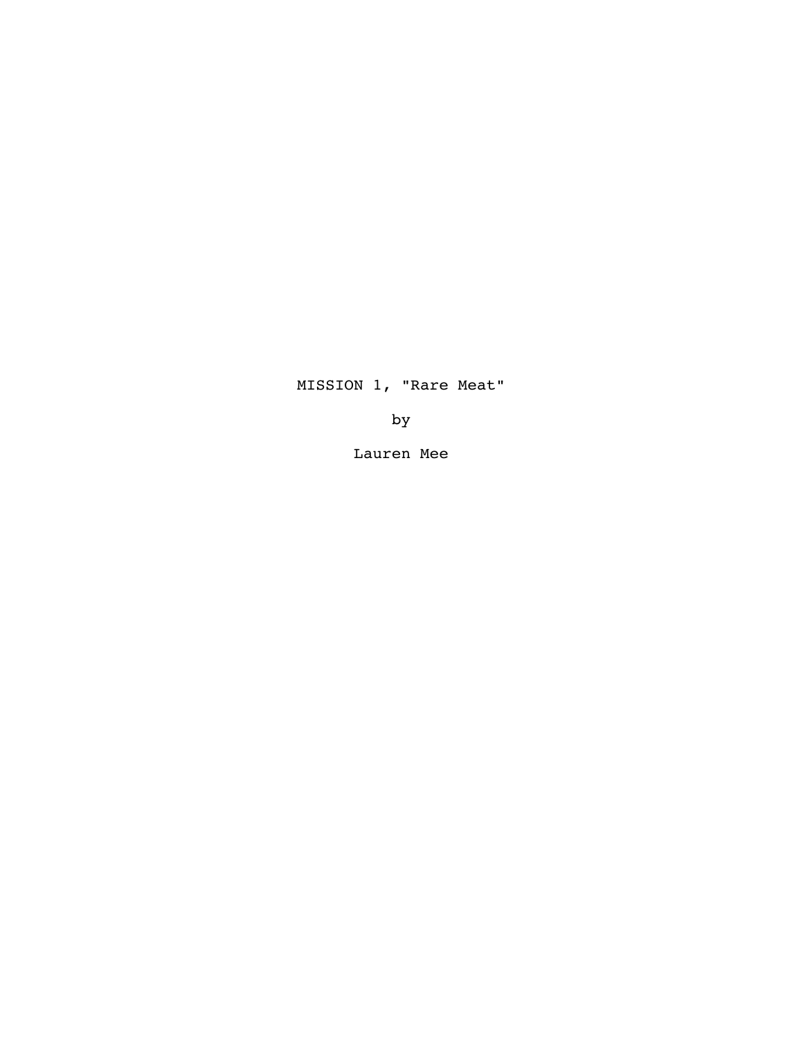MISSION 1, "Rare Meat"

by

Lauren Mee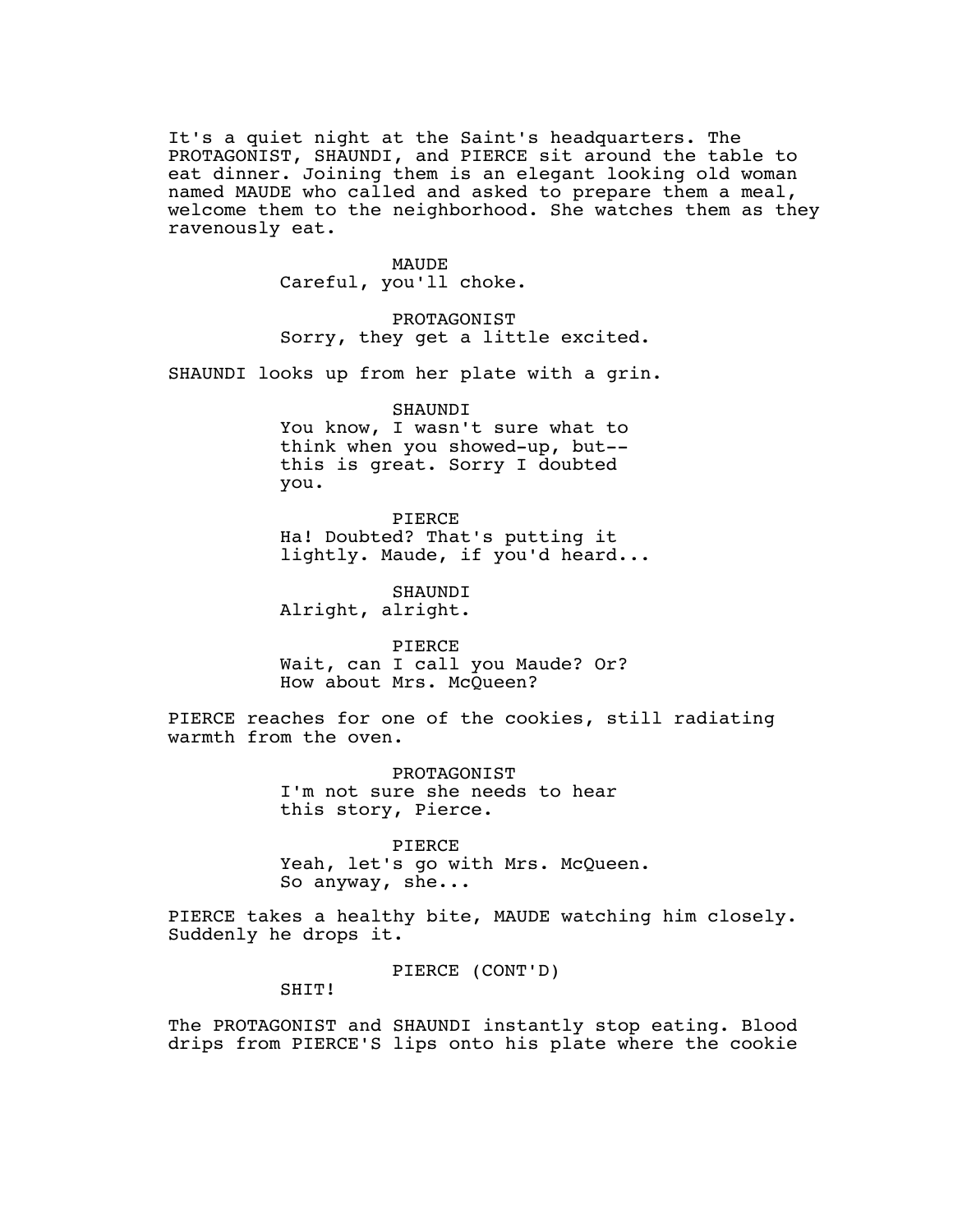It's a quiet night at the Saint's headquarters. The PROTAGONIST, SHAUNDI, and PIERCE sit around the table to eat dinner. Joining them is an elegant looking old woman named MAUDE who called and asked to prepare them a meal, welcome them to the neighborhood. She watches them as they ravenously eat.

MAUDE
Careful, you'll choke.

PROTAGONIST
Sorry, they get a little excited.

SHAUNDI looks up from her plate with a grin.

SHAUNDI
You know, I wasn't sure what to think when you showed-up, but-- this is great. Sorry I doubted you.

PIERCE
Ha! Doubted? That's putting it lightly. Maude, if you'd heard...

SHAUNDI
Alright, alright.

PIERCE
Wait, can I call you Maude? Or? How about Mrs. McQueen?

PIERCE reaches for one of the cookies, still radiating warmth from the oven.

PROTAGONIST
I'm not sure she needs to hear this story, Pierce.

PIERCE
Yeah, let's go with Mrs. McQueen. So anyway, she...

PIERCE takes a healthy bite, MAUDE watching him closely. Suddenly he drops it.

PIERCE (CONT'D)
SHIT!

The PROTAGONIST and SHAUNDI instantly stop eating. Blood drips from PIERCE'S lips onto his plate where the cookie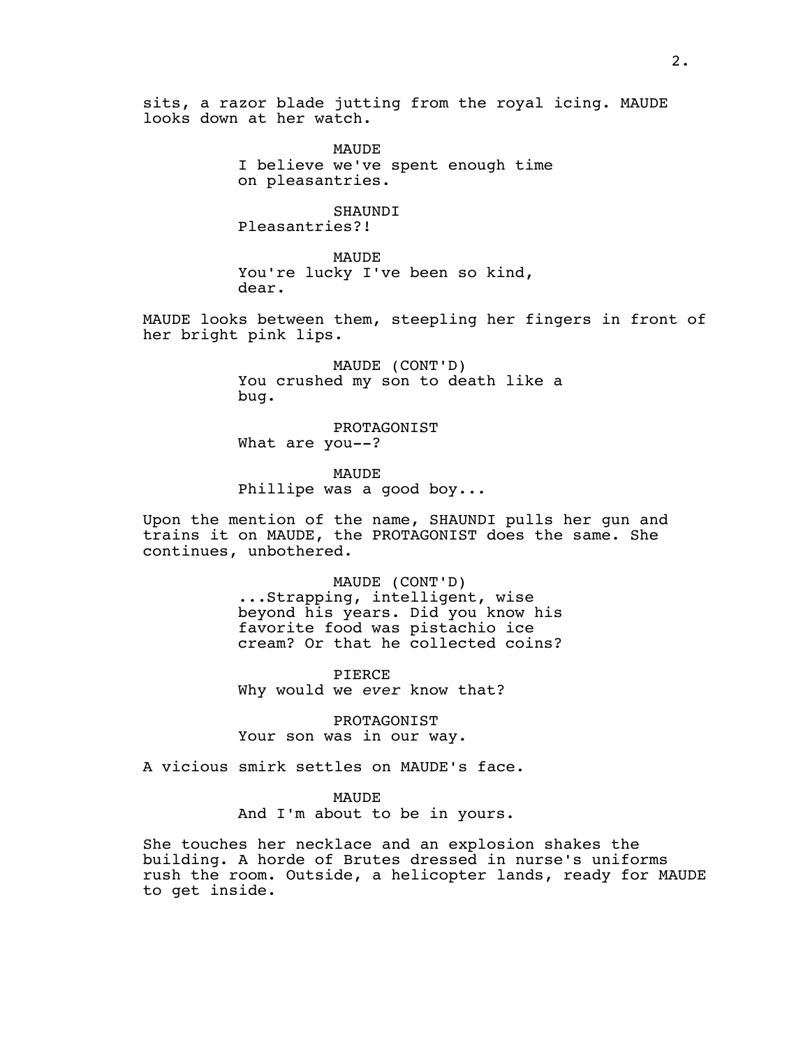sits, a razor blade jutting from the royal icing. MAUDE looks down at her watch.

MAUDE
I believe we've spent enough time on pleasantries.

SHAUNDI
Pleasantries?!

MAUDE
You're lucky I've been so kind, dear.

MAUDE looks between them, steepling her fingers in front of her bright pink lips.

MAUDE (CONT'D)
You crushed my son to death like a bug.

PROTAGONIST
What are you--?

MAUDE
Phillipe was a good boy...

Upon the mention of the name, SHAUNDI pulls her gun and trains it on MAUDE, the PROTAGONIST does the same. She continues, unbothered.

MAUDE (CONT'D)
...Strapping, intelligent, wise beyond his years. Did you know his favorite food was pistachio ice cream? Or that he collected coins?

PIERCE
Why would we *ever* know that?

PROTAGONIST
Your son was in our way.

A vicious smirk settles on MAUDE's face.

MAUDE
And I'm about to be in yours.

She touches her necklace and an explosion shakes the building. A horde of Brutes dressed in nurse's uniforms rush the room. Outside, a helicopter lands, ready for MAUDE to get inside.